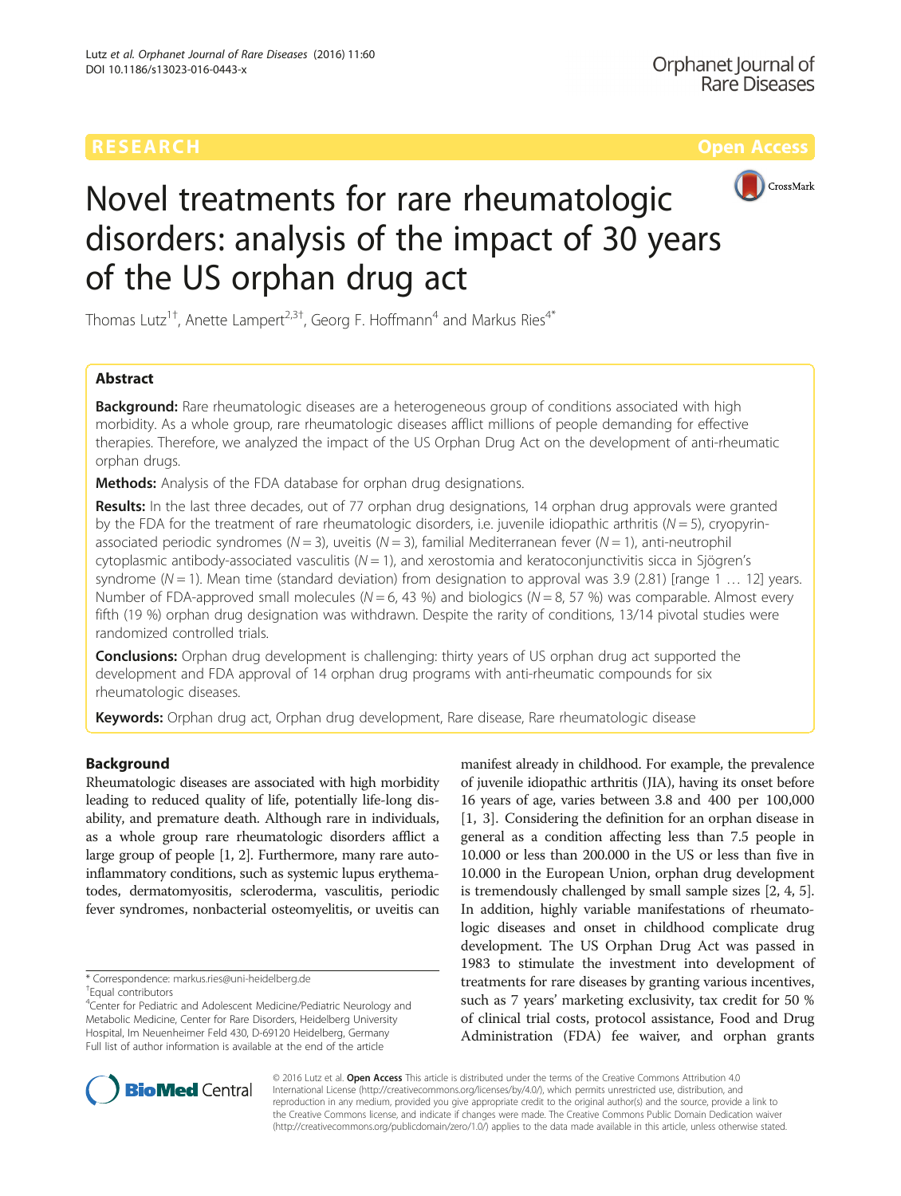RESEARCH **Open Access**

# Novel treatments for rare rheumatologic disorders: analysis of the impact of 30 years of the US orphan drug act

Thomas Lutz[1†], Anette Lampert[2,3†], Georg F. Hoffmann[4] and Markus Ries[4*]

## Abstract

**Background:** Rare rheumatologic diseases are a heterogeneous group of conditions associated with high morbidity. As a whole group, rare rheumatologic diseases afflict millions of people demanding for effective therapies. Therefore, we analyzed the impact of the US Orphan Drug Act on the development of anti-rheumatic orphan drugs.

**Methods:** Analysis of the FDA database for orphan drug designations.

**Results:** In the last three decades, out of 77 orphan drug designations, 14 orphan drug approvals were granted by the FDA for the treatment of rare rheumatologic disorders, i.e. juvenile idiopathic arthritis ($N = 5$), cryopyrin-associated periodic syndromes ($N = 3$), uveitis ($N = 3$), familial Mediterranean fever ($N = 1$), anti-neutrophil cytoplasmic antibody-associated vasculitis ($N = 1$), and xerostomia and keratoconjunctivitis sicca in Sjögren's syndrome ($N = 1$). Mean time (standard deviation) from designation to approval was 3.9 (2.81) [range 1 … 12] years. Number of FDA-approved small molecules ($N = 6$, 43 %) and biologics ($N = 8$, 57 %) was comparable. Almost every fifth (19 %) orphan drug designation was withdrawn. Despite the rarity of conditions, 13/14 pivotal studies were randomized controlled trials.

**Conclusions:** Orphan drug development is challenging: thirty years of US orphan drug act supported the development and FDA approval of 14 orphan drug programs with anti-rheumatic compounds for six rheumatologic diseases.

**Keywords:** Orphan drug act, Orphan drug development, Rare disease, Rare rheumatologic disease

## Background

Rheumatologic diseases are associated with high morbidity leading to reduced quality of life, potentially life-long disability, and premature death. Although rare in individuals, as a whole group rare rheumatologic disorders afflict a large group of people [1, 2]. Furthermore, many rare autoinflammatory conditions, such as systemic lupus erythematodes, dermatomyositis, scleroderma, vasculitis, periodic fever syndromes, nonbacterial osteomyelitis, or uveitis can manifest already in childhood. For example, the prevalence of juvenile idiopathic arthritis (JIA), having its onset before 16 years of age, varies between 3.8 and 400 per 100,000 [1, 3]. Considering the definition for an orphan disease in general as a condition affecting less than 7.5 people in 10.000 or less than 200.000 in the US or less than five in 10.000 in the European Union, orphan drug development is tremendously challenged by small sample sizes [2, 4, 5]. In addition, highly variable manifestations of rheumatologic diseases and onset in childhood complicate drug development. The US Orphan Drug Act was passed in 1983 to stimulate the investment into development of treatments for rare diseases by granting various incentives, such as 7 years' marketing exclusivity, tax credit for 50 % of clinical trial costs, protocol assistance, Food and Drug Administration (FDA) fee waiver, and orphan grants

\* Correspondence: markus.ries@uni-heidelberg.de
†Equal contributors
[4]Center for Pediatric and Adolescent Medicine/Pediatric Neurology and Metabolic Medicine, Center for Rare Disorders, Heidelberg University Hospital, Im Neuenheimer Feld 430, D-69120 Heidelberg, Germany
Full list of author information is available at the end of the article

© 2016 Lutz et al. **Open Access** This article is distributed under the terms of the Creative Commons Attribution 4.0 International License (http://creativecommons.org/licenses/by/4.0/), which permits unrestricted use, distribution, and reproduction in any medium, provided you give appropriate credit to the original author(s) and the source, provide a link to the Creative Commons license, and indicate if changes were made. The Creative Commons Public Domain Dedication waiver (http://creativecommons.org/publicdomain/zero/1.0/) applies to the data made available in this article, unless otherwise stated.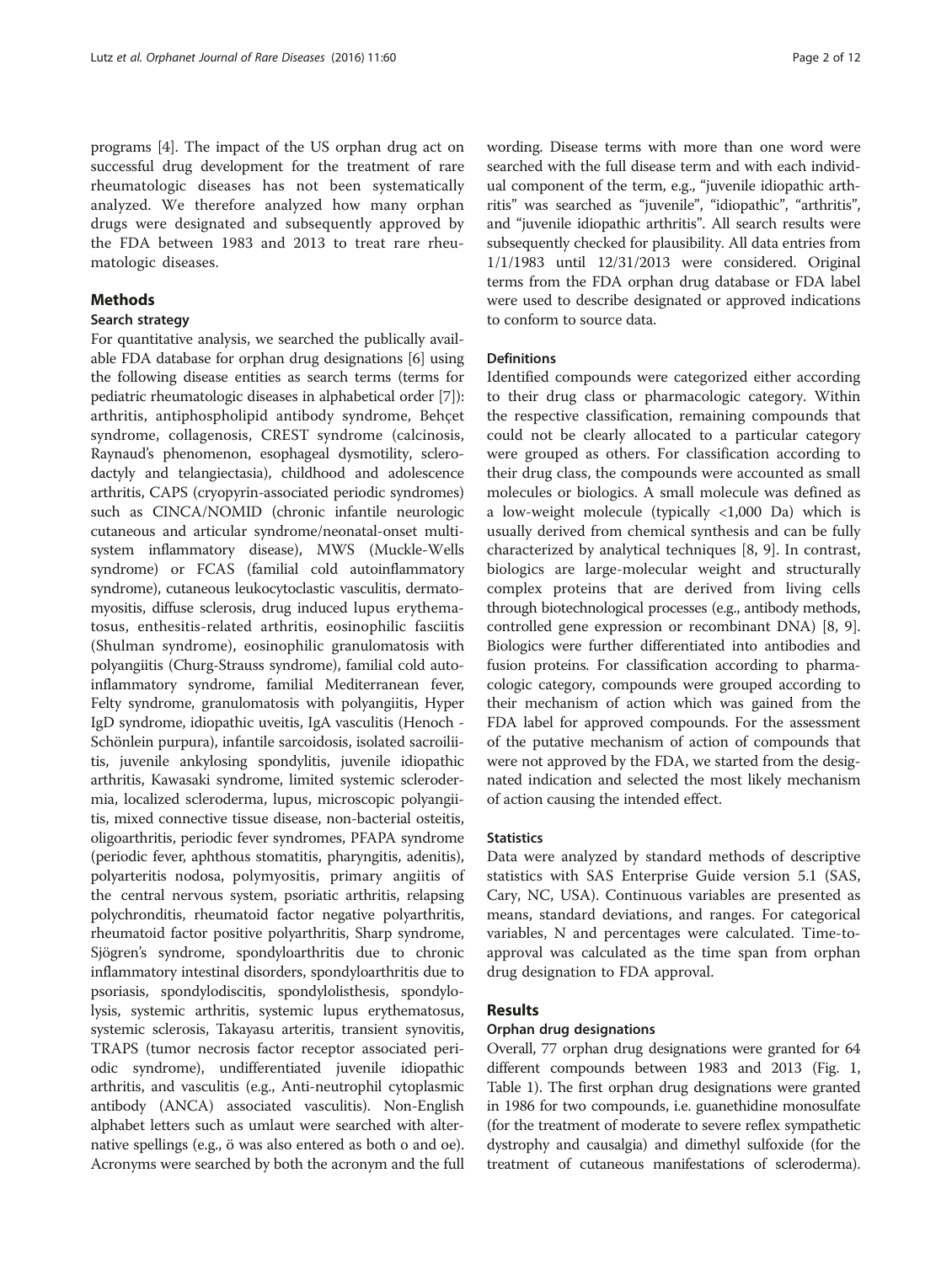programs [4]. The impact of the US orphan drug act on successful drug development for the treatment of rare rheumatologic diseases has not been systematically analyzed. We therefore analyzed how many orphan drugs were designated and subsequently approved by the FDA between 1983 and 2013 to treat rare rheumatologic diseases.

## Methods

### Search strategy

For quantitative analysis, we searched the publically available FDA database for orphan drug designations [6] using the following disease entities as search terms (terms for pediatric rheumatologic diseases in alphabetical order [7]): arthritis, antiphospholipid antibody syndrome, Behçet syndrome, collagenosis, CREST syndrome (calcinosis, Raynaud's phenomenon, esophageal dysmotility, sclerodactyly and telangiectasia), childhood and adolescence arthritis, CAPS (cryopyrin-associated periodic syndromes) such as CINCA/NOMID (chronic infantile neurologic cutaneous and articular syndrome/neonatal-onset multisystem inflammatory disease), MWS (Muckle-Wells syndrome) or FCAS (familial cold autoinflammatory syndrome), cutaneous leukocytoclastic vasculitis, dermatomyositis, diffuse sclerosis, drug induced lupus erythematosus, enthesitis-related arthritis, eosinophilic fasciitis (Shulman syndrome), eosinophilic granulomatosis with polyangiitis (Churg-Strauss syndrome), familial cold autoinflammatory syndrome, familial Mediterranean fever, Felty syndrome, granulomatosis with polyangiitis, Hyper IgD syndrome, idiopathic uveitis, IgA vasculitis (Henoch - Schönlein purpura), infantile sarcoidosis, isolated sacroiliitis, juvenile ankylosing spondylitis, juvenile idiopathic arthritis, Kawasaki syndrome, limited systemic scleroderma, localized scleroderma, lupus, microscopic polyangiitis, mixed connective tissue disease, non-bacterial osteitis, oligoarthritis, periodic fever syndromes, PFAPA syndrome (periodic fever, aphthous stomatitis, pharyngitis, adenitis), polyarteritis nodosa, polymyositis, primary angiitis of the central nervous system, psoriatic arthritis, relapsing polychronditis, rheumatoid factor negative polyarthritis, rheumatoid factor positive polyarthritis, Sharp syndrome, Sjögren's syndrome, spondyloarthritis due to chronic inflammatory intestinal disorders, spondyloarthritis due to psoriasis, spondylodiscitis, spondylolisthesis, spondylolysis, systemic arthritis, systemic lupus erythematosus, systemic sclerosis, Takayasu arteritis, transient synovitis, TRAPS (tumor necrosis factor receptor associated periodic syndrome), undifferentiated juvenile idiopathic arthritis, and vasculitis (e.g., Anti-neutrophil cytoplasmic antibody (ANCA) associated vasculitis). Non-English alphabet letters such as umlaut were searched with alternative spellings (e.g., ö was also entered as both o and oe). Acronyms were searched by both the acronym and the full wording. Disease terms with more than one word were searched with the full disease term and with each individual component of the term, e.g., "juvenile idiopathic arthritis" was searched as "juvenile", "idiopathic", "arthritis", and "juvenile idiopathic arthritis". All search results were subsequently checked for plausibility. All data entries from 1/1/1983 until 12/31/2013 were considered. Original terms from the FDA orphan drug database or FDA label were used to describe designated or approved indications to conform to source data.

### Definitions

Identified compounds were categorized either according to their drug class or pharmacologic category. Within the respective classification, remaining compounds that could not be clearly allocated to a particular category were grouped as others. For classification according to their drug class, the compounds were accounted as small molecules or biologics. A small molecule was defined as a low-weight molecule (typically <1,000 Da) which is usually derived from chemical synthesis and can be fully characterized by analytical techniques [8, 9]. In contrast, biologics are large-molecular weight and structurally complex proteins that are derived from living cells through biotechnological processes (e.g., antibody methods, controlled gene expression or recombinant DNA) [8, 9]. Biologics were further differentiated into antibodies and fusion proteins. For classification according to pharmacologic category, compounds were grouped according to their mechanism of action which was gained from the FDA label for approved compounds. For the assessment of the putative mechanism of action of compounds that were not approved by the FDA, we started from the designated indication and selected the most likely mechanism of action causing the intended effect.

### Statistics

Data were analyzed by standard methods of descriptive statistics with SAS Enterprise Guide version 5.1 (SAS, Cary, NC, USA). Continuous variables are presented as means, standard deviations, and ranges. For categorical variables, N and percentages were calculated. Time-to-approval was calculated as the time span from orphan drug designation to FDA approval.

## Results

### Orphan drug designations

Overall, 77 orphan drug designations were granted for 64 different compounds between 1983 and 2013 (Fig. 1, Table 1). The first orphan drug designations were granted in 1986 for two compounds, i.e. guanethidine monosulfate (for the treatment of moderate to severe reflex sympathetic dystrophy and causalgia) and dimethyl sulfoxide (for the treatment of cutaneous manifestations of scleroderma).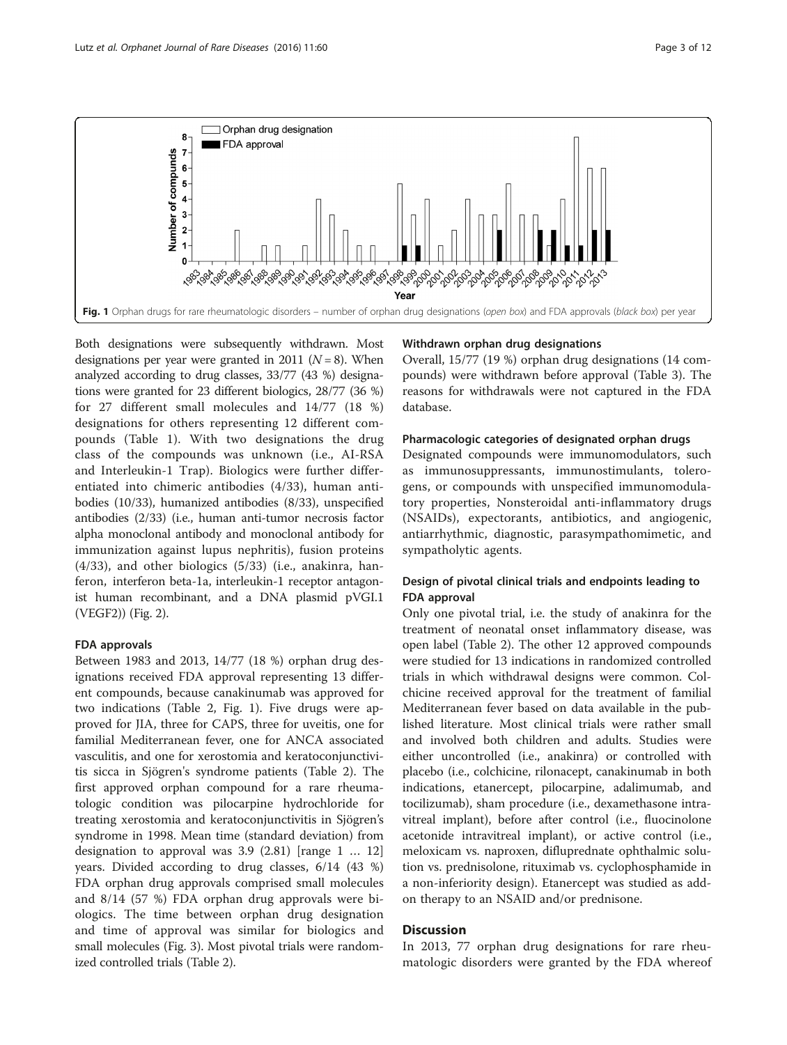Fig. 1 Orphan drugs for rare rheumatologic disorders – number of orphan drug designations (*open box*) and FDA approvals (*black box*) per year

Both designations were subsequently withdrawn. Most designations per year were granted in 2011 ($N = 8$). When analyzed according to drug classes, 33/77 (43 %) designations were granted for 23 different biologics, 28/77 (36 %) for 27 different small molecules and 14/77 (18 %) designations for others representing 12 different compounds (Table 1). With two designations the drug class of the compounds was unknown (i.e., AI-RSA and Interleukin-1 Trap). Biologics were further differentiated into chimeric antibodies (4/33), human antibodies (10/33), humanized antibodies (8/33), unspecified antibodies (2/33) (i.e., human anti-tumor necrosis factor alpha monoclonal antibody and monoclonal antibody for immunization against lupus nephritis), fusion proteins (4/33), and other biologics (5/33) (i.e., anakinra, hanferon, interferon beta-1a, interleukin-1 receptor antagonist human recombinant, and a DNA plasmid pVGI.1 (VEGF2)) (Fig. 2).

#### FDA approvals

Between 1983 and 2013, 14/77 (18 %) orphan drug designations received FDA approval representing 13 different compounds, because canakinumab was approved for two indications (Table 2, Fig. 1). Five drugs were approved for JIA, three for CAPS, three for uveitis, one for familial Mediterranean fever, one for ANCA associated vasculitis, and one for xerostomia and keratoconjunctivitis sicca in Sjögren's syndrome patients (Table 2). The first approved orphan compound for a rare rheumatologic condition was pilocarpine hydrochloride for treating xerostomia and keratoconjunctivitis in Sjögren's syndrome in 1998. Mean time (standard deviation) from designation to approval was 3.9 (2.81) [range 1 … 12] years. Divided according to drug classes, 6/14 (43 %) FDA orphan drug approvals comprised small molecules and 8/14 (57 %) FDA orphan drug approvals were biologics. The time between orphan drug designation and time of approval was similar for biologics and small molecules (Fig. 3). Most pivotal trials were randomized controlled trials (Table 2).

#### Withdrawn orphan drug designations

Overall, 15/77 (19 %) orphan drug designations (14 compounds) were withdrawn before approval (Table 3). The reasons for withdrawals were not captured in the FDA database.

#### Pharmacologic categories of designated orphan drugs

Designated compounds were immunomodulators, such as immunosuppressants, immunostimulants, tolerogens, or compounds with unspecified immunomodulatory properties, Nonsteroidal anti-inflammatory drugs (NSAIDs), expectorants, antibiotics, and angiogenic, antiarrhythmic, diagnostic, parasympathomimetic, and sympatholytic agents.

#### Design of pivotal clinical trials and endpoints leading to FDA approval

Only one pivotal trial, i.e. the study of anakinra for the treatment of neonatal onset inflammatory disease, was open label (Table 2). The other 12 approved compounds were studied for 13 indications in randomized controlled trials in which withdrawal designs were common. Colchicine received approval for the treatment of familial Mediterranean fever based on data available in the published literature. Most clinical trials were rather small and involved both children and adults. Studies were either uncontrolled (i.e., anakinra) or controlled with placebo (i.e., colchicine, rilonacept, canakinumab in both indications, etanercept, pilocarpine, adalimumab, and tocilizumab), sham procedure (i.e., dexamethasone intravitreal implant), before after control (i.e., fluocinolone acetonide intravitreal implant), or active control (i.e., meloxicam vs. naproxen, difluprednate ophthalmic solution vs. prednisolone, rituximab vs. cyclophosphamide in a non-inferiority design). Etanercept was studied as add-on therapy to an NSAID and/or prednisone.

## Discussion

In 2013, 77 orphan drug designations for rare rheumatologic disorders were granted by the FDA whereof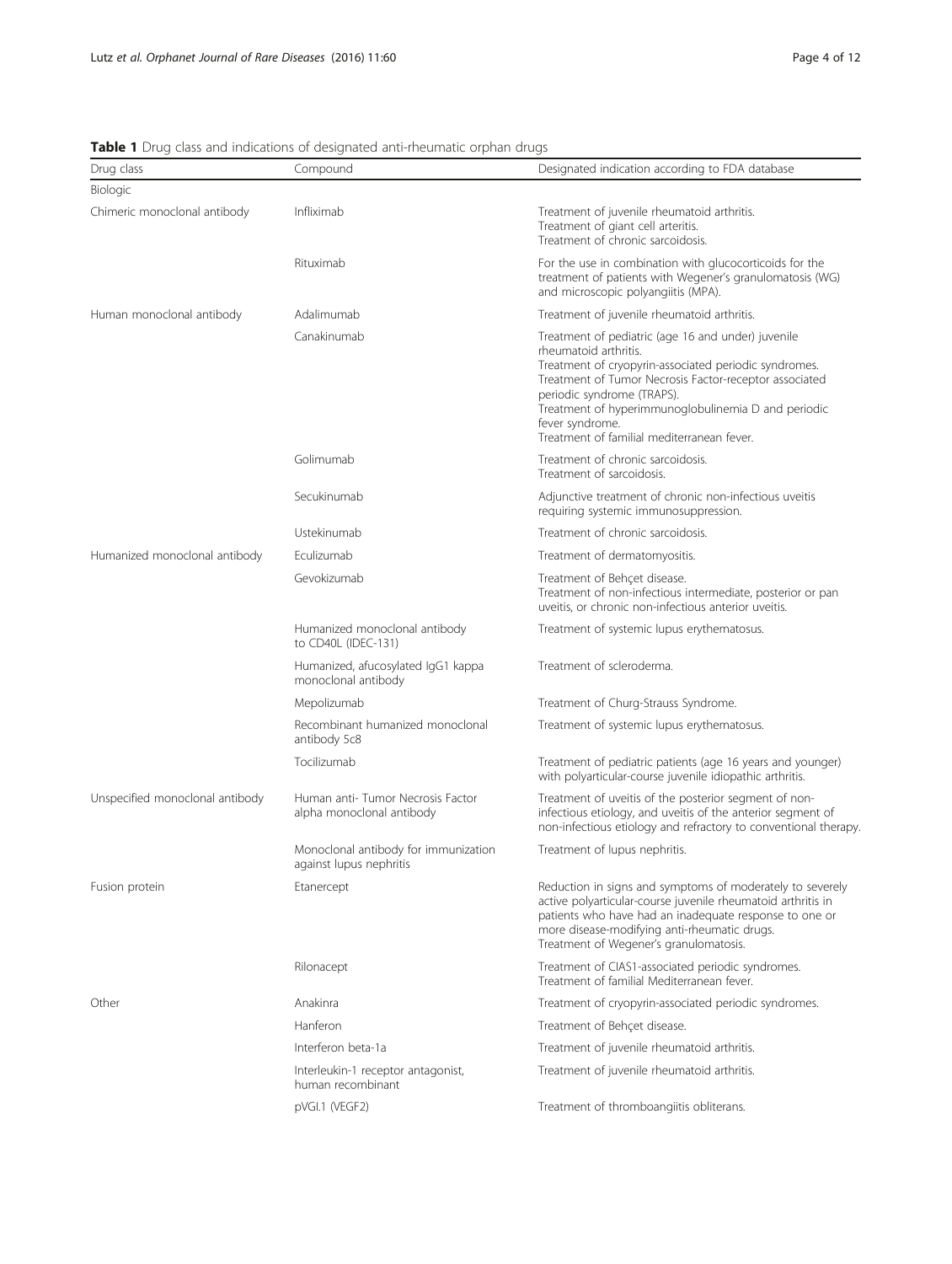**Table 1** Drug class and indications of designated anti-rheumatic orphan drugs

| Drug class | Compound | Designated indication according to FDA database |
|---|---|---|
| Biologic | | |
| Chimeric monoclonal antibody | Infliximab | Treatment of juvenile rheumatoid arthritis.<br>Treatment of giant cell arteritis.<br>Treatment of chronic sarcoidosis. |
| | Rituximab | For the use in combination with glucocorticoids for the treatment of patients with Wegener's granulomatosis (WG) and microscopic polyangiitis (MPA). |
| Human monoclonal antibody | Adalimumab | Treatment of juvenile rheumatoid arthritis. |
| | Canakinumab | Treatment of pediatric (age 16 and under) juvenile rheumatoid arthritis.<br>Treatment of cryopyrin-associated periodic syndromes.<br>Treatment of Tumor Necrosis Factor-receptor associated periodic syndrome (TRAPS).<br>Treatment of hyperimmunoglobulinemia D and periodic fever syndrome.<br>Treatment of familial mediterranean fever. |
| | Golimumab | Treatment of chronic sarcoidosis.<br>Treatment of sarcoidosis. |
| | Secukinumab | Adjunctive treatment of chronic non-infectious uveitis requiring systemic immunosuppression. |
| | Ustekinumab | Treatment of chronic sarcoidosis. |
| Humanized monoclonal antibody | Eculizumab | Treatment of dermatomyositis. |
| | Gevokizumab | Treatment of Behçet disease.<br>Treatment of non-infectious intermediate, posterior or pan uveitis, or chronic non-infectious anterior uveitis. |
| | Humanized monoclonal antibody to CD40L (IDEC-131) | Treatment of systemic lupus erythematosus. |
| | Humanized, afucosylated IgG1 kappa monoclonal antibody | Treatment of scleroderma. |
| | Mepolizumab | Treatment of Churg-Strauss Syndrome. |
| | Recombinant humanized monoclonal antibody 5c8 | Treatment of systemic lupus erythematosus. |
| | Tocilizumab | Treatment of pediatric patients (age 16 years and younger) with polyarticular-course juvenile idiopathic arthritis. |
| Unspecified monoclonal antibody | Human anti- Tumor Necrosis Factor alpha monoclonal antibody | Treatment of uveitis of the posterior segment of non-infectious etiology, and uveitis of the anterior segment of non-infectious etiology and refractory to conventional therapy. |
| | Monoclonal antibody for immunization against lupus nephritis | Treatment of lupus nephritis. |
| Fusion protein | Etanercept | Reduction in signs and symptoms of moderately to severely active polyarticular-course juvenile rheumatoid arthritis in patients who have had an inadequate response to one or more disease-modifying anti-rheumatic drugs.<br>Treatment of Wegener's granulomatosis. |
| | Rilonacept | Treatment of CIAS1-associated periodic syndromes.<br>Treatment of familial Mediterranean fever. |
| Other | Anakinra | Treatment of cryopyrin-associated periodic syndromes. |
| | Hanferon | Treatment of Behçet disease. |
| | Interferon beta-1a | Treatment of juvenile rheumatoid arthritis. |
| | Interleukin-1 receptor antagonist, human recombinant | Treatment of juvenile rheumatoid arthritis. |
| | pVGI.1 (VEGF2) | Treatment of thromboangiitis obliterans. |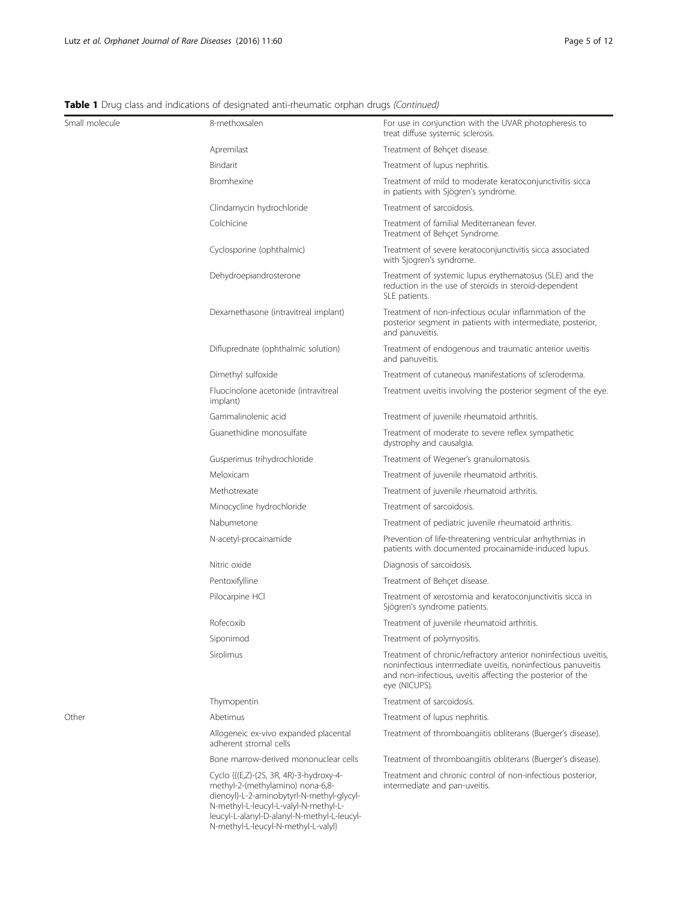**Table 1** Drug class and indications of designated anti-rheumatic orphan drugs *(Continued)*

| | | |
|---|---|---|
| Small molecule | 8-methoxsalen | For use in conjunction with the UVAR photopheresis to treat diffuse systemic sclerosis. |
| | Apremilast | Treatment of Behçet disease. |
| | Bindarit | Treatment of lupus nephritis. |
| | Bromhexine | Treatment of mild to moderate keratoconjunctivitis sicca in patients with Sjögren's syndrome. |
| | Clindamycin hydrochloride | Treatment of sarcoidosis. |
| | Colchicine | Treatment of familial Mediterranean fever. Treatment of Behçet Syndrome. |
| | Cyclosporine (ophthalmic) | Treatment of severe keratoconjunctivitis sicca associated with Sjogren's syndrome. |
| | Dehydroepiandrosterone | Treatment of systemic lupus erythematosus (SLE) and the reduction in the use of steroids in steroid-dependent SLE patients. |
| | Dexamethasone (intravitreal implant) | Treatment of non-infectious ocular inflammation of the posterior segment in patients with intermediate, posterior, and panuveitis. |
| | Difluprednate (ophthalmic solution) | Treatment of endogenous and traumatic anterior uveitis and panuveitis. |
| | Dimethyl sulfoxide | Treatment of cutaneous manifestations of scleroderma. |
| | Fluocinolone acetonide (intravitreal implant) | Treatment uveitis involving the posterior segment of the eye. |
| | Gammalinolenic acid | Treatment of juvenile rheumatoid arthritis. |
| | Guanethidine monosulfate | Treatment of moderate to severe reflex sympathetic dystrophy and causalgia. |
| | Gusperimus trihydrochloride | Treatment of Wegener's granulomatosis. |
| | Meloxicam | Treatment of juvenile rheumatoid arthritis. |
| | Methotrexate | Treatment of juvenile rheumatoid arthritis. |
| | Minocycline hydrochloride | Treatment of sarcoidosis. |
| | Nabumetone | Treatment of pediatric juvenile rheumatoid arthritis. |
| | N-acetyl-procainamide | Prevention of life-threatening ventricular arrhythmias in patients with documented procainamide-induced lupus. |
| | Nitric oxide | Diagnosis of sarcoidosis. |
| | Pentoxifylline | Treatment of Behçet disease. |
| | Pilocarpine HCl | Treatment of xerostomia and keratoconjunctivitis sicca in Sjögren's syndrome patients. |
| | Rofecoxib | Treatment of juvenile rheumatoid arthritis. |
| | Siponimod | Treatment of polymyositis. |
| | Sirolimus | Treatment of chronic/refractory anterior noninfectious uveitis, noninfectious intermediate uveitis, noninfectious panuveitis and non-infectious, uveitis affecting the posterior of the eye (NICUPS). |
| | Thymopentin | Treatment of sarcoidosis. |
| Other | Abetimus | Treatment of lupus nephritis. |
| | Allogeneic ex-vivo expanded placental adherent stromal cells | Treatment of thromboangiitis obliterans (Buerger's disease). |
| | Bone marrow-derived mononuclear cells | Treatment of thromboangiitis obliterans (Buerger's disease). |
| | Cyclo {[(E,Z)-(2S, 3R, 4R)-3-hydroxy-4-methyl-2-(methylamino) nona-6,8-dienoyl]-L-2-aminobytyrl-N-methyl-glycyl-N-methyl-L-leucyl-L-valyl-N-methyl-L-leucyl-L-alanyl-D-alanyl-N-methyl-L-leucyl-N-methyl-L-leucyl-N-methyl-L-valyl} | Treatment and chronic control of non-infectious posterior, intermediate and pan-uveitis. |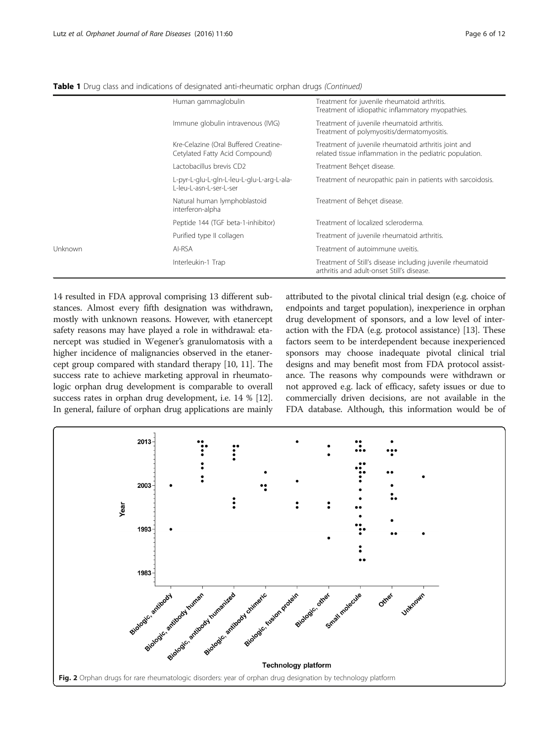**Table 1** Drug class and indications of designated anti-rheumatic orphan drugs *(Continued)*

| | | |
|---|---|---|
| | Human gammaglobulin | Treatment for juvenile rheumatoid arthritis. Treatment of idiopathic inflammatory myopathies. |
| | Immune globulin intravenous (IVIG) | Treatment of juvenile rheumatoid arthritis. Treatment of polymyositis/dermatomyositis. |
| | Kre-Celazine (Oral Buffered Creatine-Cetylated Fatty Acid Compound) | Treatment of juvenile rheumatoid arthritis joint and related tissue inflammation in the pediatric population. |
| | Lactobacillus brevis CD2 | Treatment Behçet disease. |
| | L-pyr-L-glu-L-gln-L-leu-L-glu-L-arg-L-ala-L-leu-L-asn-L-ser-L-ser | Treatment of neuropathic pain in patients with sarcoidosis. |
| | Natural human lymphoblastoid interferon-alpha | Treatment of Behçet disease. |
| | Peptide 144 (TGF beta-1-inhibitor) | Treatment of localized scleroderma. |
| | Purified type II collagen | Treatment of juvenile rheumatoid arthritis. |
| Unknown | AI-RSA | Treatment of autoimmune uveitis. |
| | Interleukin-1 Trap | Treatment of Still's disease including juvenile rheumatoid arthritis and adult-onset Still's disease. |

14 resulted in FDA approval comprising 13 different substances. Almost every fifth designation was withdrawn, mostly with unknown reasons. However, with etanercept safety reasons may have played a role in withdrawal: etanercept was studied in Wegener's granulomatosis with a higher incidence of malignancies observed in the etanercept group compared with standard therapy [10, 11]. The success rate to achieve marketing approval in rheumatologic orphan drug development is comparable to overall success rates in orphan drug development, i.e. 14 % [12]. In general, failure of orphan drug applications are mainly attributed to the pivotal clinical trial design (e.g. choice of endpoints and target population), inexperience in orphan drug development of sponsors, and a low level of interaction with the FDA (e.g. protocol assistance) [13]. These factors seem to be interdependent because inexperienced sponsors may choose inadequate pivotal clinical trial designs and may benefit most from FDA protocol assistance. The reasons why compounds were withdrawn or not approved e.g. lack of efficacy, safety issues or due to commercially driven decisions, are not available in the FDA database. Although, this information would be of

**Fig. 2** Orphan drugs for rare rheumatologic disorders: year of orphan drug designation by technology platform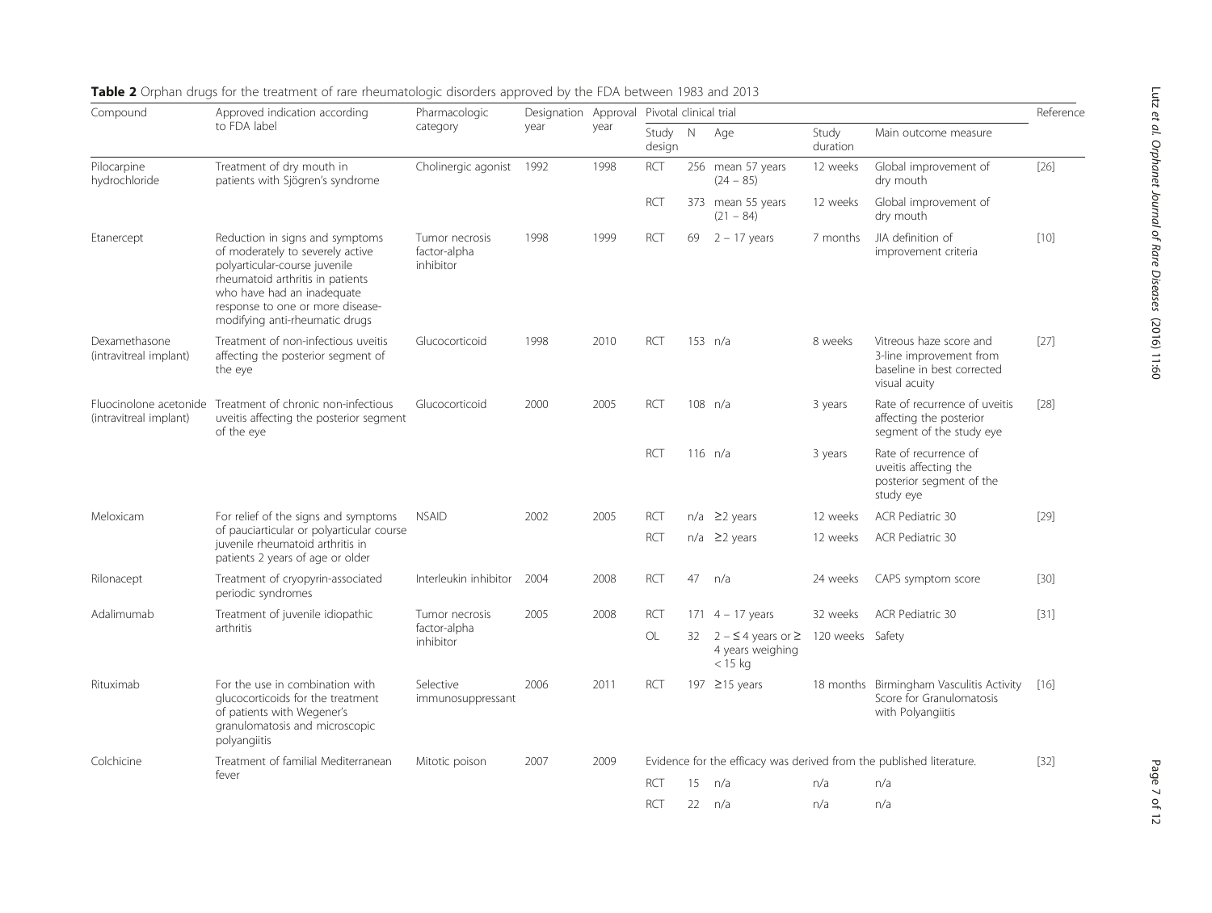**Table 2** Orphan drugs for the treatment of rare rheumatologic disorders approved by the FDA between 1983 and 2013

| Compound | Approved indication according to FDA label | Pharmacologic category | Designation year | Approval year | Pivotal clinical trial | | | | | Reference |
|---|---|---|---|---|---|---|---|---|---|---|
| | | | | | Study design | N | Age | Study duration | Main outcome measure | |
| Pilocarpine hydrochloride | Treatment of dry mouth in patients with Sjögren's syndrome | Cholinergic agonist | 1992 | 1998 | RCT | 256 | mean 57 years (24 – 85) | 12 weeks | Global improvement of dry mouth | [26] |
| | | | | | RCT | 373 | mean 55 years (21 – 84) | 12 weeks | Global improvement of dry mouth | |
| Etanercept | Reduction in signs and symptoms of moderately to severely active polyarticular-course juvenile rheumatoid arthritis in patients who have had an inadequate response to one or more disease-modifying anti-rheumatic drugs | Tumor necrosis factor-alpha inhibitor | 1998 | 1999 | RCT | 69 | 2 – 17 years | 7 months | JIA definition of improvement criteria | [10] |
| Dexamethasone (intravitreal implant) | Treatment of non-infectious uveitis affecting the posterior segment of the eye | Glucocorticoid | 1998 | 2010 | RCT | 153 | n/a | 8 weeks | Vitreous haze score and 3-line improvement from baseline in best corrected visual acuity | [27] |
| Fluocinolone acetonide (intravitreal implant) | Treatment of chronic non-infectious uveitis affecting the posterior segment of the eye | Glucocorticoid | 2000 | 2005 | RCT | 108 | n/a | 3 years | Rate of recurrence of uveitis affecting the posterior segment of the study eye | [28] |
| | | | | | RCT | 116 | n/a | 3 years | Rate of recurrence of uveitis affecting the posterior segment of the study eye | |
| Meloxicam | For relief of the signs and symptoms of pauciarticular or polyarticular course juvenile rheumatoid arthritis in patients 2 years of age or older | NSAID | 2002 | 2005 | RCT | n/a | ≥2 years | 12 weeks | ACR Pediatric 30 | [29] |
| | | | | | RCT | n/a | ≥2 years | 12 weeks | ACR Pediatric 30 | |
| Rilonacept | Treatment of cryopyrin-associated periodic syndromes | Interleukin inhibitor | 2004 | 2008 | RCT | 47 | n/a | 24 weeks | CAPS symptom score | [30] |
| Adalimumab | Treatment of juvenile idiopathic arthritis | Tumor necrosis factor-alpha inhibitor | 2005 | 2008 | RCT | 171 | 4 – 17 years | 32 weeks | ACR Pediatric 30 | [31] |
| | | | | | OL | 32 | 2 – ≤ 4 years or ≥ 4 years weighing < 15 kg | 120 weeks | Safety | |
| Rituximab | For the use in combination with glucocorticoids for the treatment of patients with Wegener's granulomatosis and microscopic polyangiitis | Selective immunosuppressant | 2006 | 2011 | RCT | 197 | ≥15 years | 18 months | Birmingham Vasculitis Activity Score for Granulomatosis with Polyangiitis | [16] |
| Colchicine | Treatment of familial Mediterranean fever | Mitotic poison | 2007 | 2009 | Evidence for the efficacy was derived from the published literature. | | | | | [32] |
| | | | | | RCT | 15 | n/a | n/a | n/a | |
| | | | | | RCT | 22 | n/a | n/a | n/a | |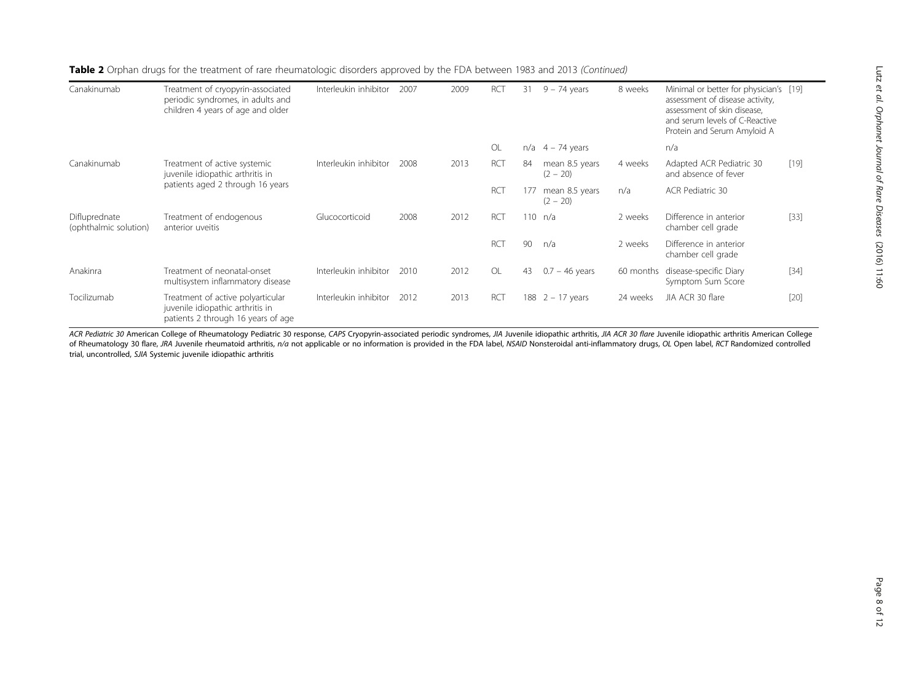**Table 2** Orphan drugs for the treatment of rare rheumatologic disorders approved by the FDA between 1983 and 2013 *(Continued)*

| | | | | | | | | | | |
|---|---|---|---|---|---|---|---|---|---|---|
| Canakinumab | Treatment of cryopyrin-associated periodic syndromes, in adults and children 4 years of age and older | Interleukin inhibitor | 2007 | 2009 | RCT | 31 | 9 – 74 years | 8 weeks | Minimal or better for physician's assessment of disease activity, assessment of skin disease, and serum levels of C-Reactive Protein and Serum Amyloid A | [19] |
| | | | | | OL | n/a | 4 – 74 years | | n/a | |
| Canakinumab | Treatment of active systemic juvenile idiopathic arthritis in patients aged 2 through 16 years | Interleukin inhibitor | 2008 | 2013 | RCT | 84 | mean 8.5 years (2 – 20) | 4 weeks | Adapted ACR Pediatric 30 and absence of fever | [19] |
| | | | | | RCT | 177 | mean 8.5 years (2 – 20) | n/a | ACR Pediatric 30 | |
| Difluprednate (ophthalmic solution) | Treatment of endogenous anterior uveitis | Glucocorticoid | 2008 | 2012 | RCT | 110 | n/a | 2 weeks | Difference in anterior chamber cell grade | [33] |
| | | | | | RCT | 90 | n/a | 2 weeks | Difference in anterior chamber cell grade | |
| Anakinra | Treatment of neonatal-onset multisystem inflammatory disease | Interleukin inhibitor | 2010 | 2012 | OL | 43 | 0.7 – 46 years | 60 months | disease-specific Diary Symptom Sum Score | [34] |
| Tocilizumab | Treatment of active polyarticular juvenile idiopathic arthritis in patients 2 through 16 years of age | Interleukin inhibitor | 2012 | 2013 | RCT | 188 | 2 – 17 years | 24 weeks | JIA ACR 30 flare | [20] |

*ACR Pediatric 30* American College of Rheumatology Pediatric 30 response, *CAPS* Cryopyrin-associated periodic syndromes, *JIA* Juvenile idiopathic arthritis, *JIA ACR 30 flare* Juvenile idiopathic arthritis American College of Rheumatology 30 flare, *JRA* Juvenile rheumatoid arthritis, *n/a* not applicable or no information is provided in the FDA label, *NSAID* Nonsteroidal anti-inflammatory drugs, *OL* Open label, *RCT* Randomized controlled trial, uncontrolled, *SJIA* Systemic juvenile idiopathic arthritis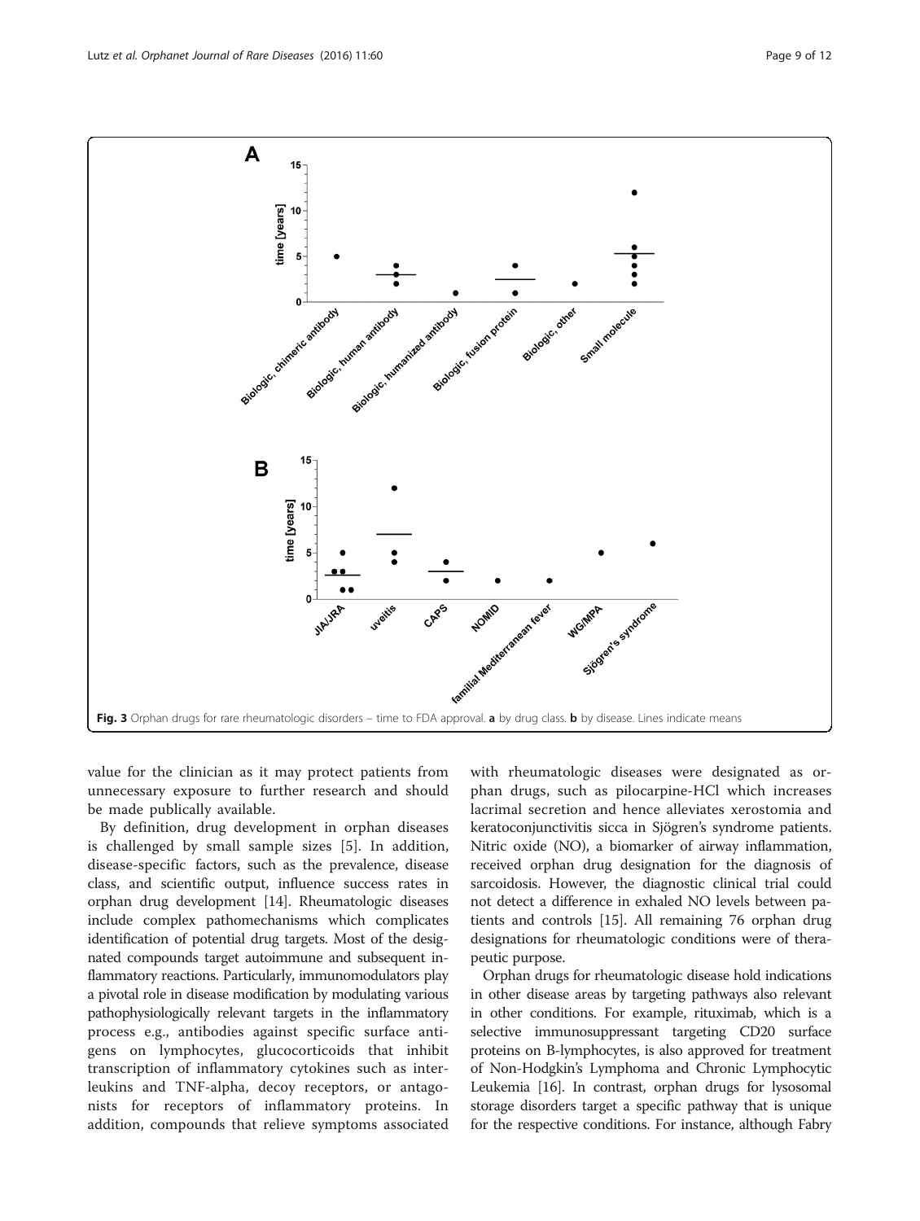A

15

10

5

0

time [years]

Biologic, chimeric antibody

Biologic, human antibody

Biologic, humanized antibody

Biologic, fusion protein

Biologic, other

Small molecule

B

15

10

5

0

time [years]

JIA/JRA

uveitis

CAPS

NOMID

familial Mediterranean fever

WG/MPA

Sjögren's syndrome

**Fig. 3** Orphan drugs for rare rheumatologic disorders – time to FDA approval. **a** by drug class. **b** by disease. Lines indicate means

value for the clinician as it may protect patients from unnecessary exposure to further research and should be made publically available.

By definition, drug development in orphan diseases is challenged by small sample sizes [5]. In addition, disease-specific factors, such as the prevalence, disease class, and scientific output, influence success rates in orphan drug development [14]. Rheumatologic diseases include complex pathomechanisms which complicates identification of potential drug targets. Most of the designated compounds target autoimmune and subsequent inflammatory reactions. Particularly, immunomodulators play a pivotal role in disease modification by modulating various pathophysiologically relevant targets in the inflammatory process e.g., antibodies against specific surface antigens on lymphocytes, glucocorticoids that inhibit transcription of inflammatory cytokines such as interleukins and TNF-alpha, decoy receptors, or antagonists for receptors of inflammatory proteins. In addition, compounds that relieve symptoms associated with rheumatologic diseases were designated as orphan drugs, such as pilocarpine-HCl which increases lacrimal secretion and hence alleviates xerostomia and keratoconjunctivitis sicca in Sjögren's syndrome patients. Nitric oxide (NO), a biomarker of airway inflammation, received orphan drug designation for the diagnosis of sarcoidosis. However, the diagnostic clinical trial could not detect a difference in exhaled NO levels between patients and controls [15]. All remaining 76 orphan drug designations for rheumatologic conditions were of therapeutic purpose.

Orphan drugs for rheumatologic disease hold indications in other disease areas by targeting pathways also relevant in other conditions. For example, rituximab, which is a selective immunosuppressant targeting CD20 surface proteins on B-lymphocytes, is also approved for treatment of Non-Hodgkin's Lymphoma and Chronic Lymphocytic Leukemia [16]. In contrast, orphan drugs for lysosomal storage disorders target a specific pathway that is unique for the respective conditions. For instance, although Fabry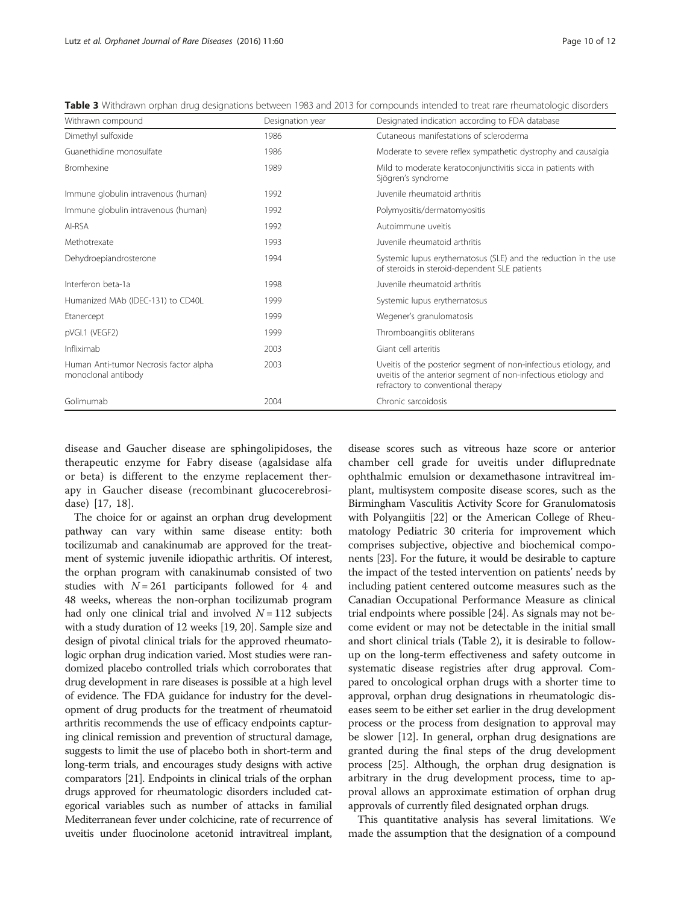**Table 3** Withdrawn orphan drug designations between 1983 and 2013 for compounds intended to treat rare rheumatologic disorders

| Withdrawn compound | Designation year | Designated indication according to FDA database |
|---|---|---|
| Dimethyl sulfoxide | 1986 | Cutaneous manifestations of scleroderma |
| Guanethidine monosulfate | 1986 | Moderate to severe reflex sympathetic dystrophy and causalgia |
| Bromhexine | 1989 | Mild to moderate keratoconjunctivitis sicca in patients with Sjögren's syndrome |
| Immune globulin intravenous (human) | 1992 | Juvenile rheumatoid arthritis |
| Immune globulin intravenous (human) | 1992 | Polymyositis/dermatomyositis |
| AI-RSA | 1992 | Autoimmune uveitis |
| Methotrexate | 1993 | Juvenile rheumatoid arthritis |
| Dehydroepiandrosterone | 1994 | Systemic lupus erythematosus (SLE) and the reduction in the use of steroids in steroid-dependent SLE patients |
| Interferon beta-1a | 1998 | Juvenile rheumatoid arthritis |
| Humanized MAb (IDEC-131) to CD40L | 1999 | Systemic lupus erythematosus |
| Etanercept | 1999 | Wegener's granulomatosis |
| pVGI.1 (VEGF2) | 1999 | Thromboangiitis obliterans |
| Infliximab | 2003 | Giant cell arteritis |
| Human Anti-tumor Necrosis factor alpha monoclonal antibody | 2003 | Uveitis of the posterior segment of non-infectious etiology, and uveitis of the anterior segment of non-infectious etiology and refractory to conventional therapy |
| Golimumab | 2004 | Chronic sarcoidosis |

disease and Gaucher disease are sphingolipidoses, the therapeutic enzyme for Fabry disease (agalsidase alfa or beta) is different to the enzyme replacement therapy in Gaucher disease (recombinant glucocerebrosidase) [17, 18].

The choice for or against an orphan drug development pathway can vary within same disease entity: both tocilizumab and canakinumab are approved for the treatment of systemic juvenile idiopathic arthritis. Of interest, the orphan program with canakinumab consisted of two studies with $N = 261$ participants followed for 4 and 48 weeks, whereas the non-orphan tocilizumab program had only one clinical trial and involved $N = 112$ subjects with a study duration of 12 weeks [19, 20]. Sample size and design of pivotal clinical trials for the approved rheumatologic orphan drug indication varied. Most studies were randomized placebo controlled trials which corroborates that drug development in rare diseases is possible at a high level of evidence. The FDA guidance for industry for the development of drug products for the treatment of rheumatoid arthritis recommends the use of efficacy endpoints capturing clinical remission and prevention of structural damage, suggests to limit the use of placebo both in short-term and long-term trials, and encourages study designs with active comparators [21]. Endpoints in clinical trials of the orphan drugs approved for rheumatologic disorders included categorical variables such as number of attacks in familial Mediterranean fever under colchicine, rate of recurrence of uveitis under fluocinolone acetonid intravitreal implant, disease scores such as vitreous haze score or anterior chamber cell grade for uveitis under difluprednate ophthalmic emulsion or dexamethasone intravitreal implant, multisystem composite disease scores, such as the Birmingham Vasculitis Activity Score for Granulomatosis with Polyangiitis [22] or the American College of Rheumatology Pediatric 30 criteria for improvement which comprises subjective, objective and biochemical components [23]. For the future, it would be desirable to capture the impact of the tested intervention on patients' needs by including patient centered outcome measures such as the Canadian Occupational Performance Measure as clinical trial endpoints where possible [24]. As signals may not become evident or may not be detectable in the initial small and short clinical trials (Table 2), it is desirable to follow-up on the long-term effectiveness and safety outcome in systematic disease registries after drug approval. Compared to oncological orphan drugs with a shorter time to approval, orphan drug designations in rheumatologic diseases seem to be either set earlier in the drug development process or the process from designation to approval may be slower [12]. In general, orphan drug designations are granted during the final steps of the drug development process [25]. Although, the orphan drug designation is arbitrary in the drug development process, time to approval allows an approximate estimation of orphan drug approvals of currently filed designated orphan drugs.

This quantitative analysis has several limitations. We made the assumption that the designation of a compound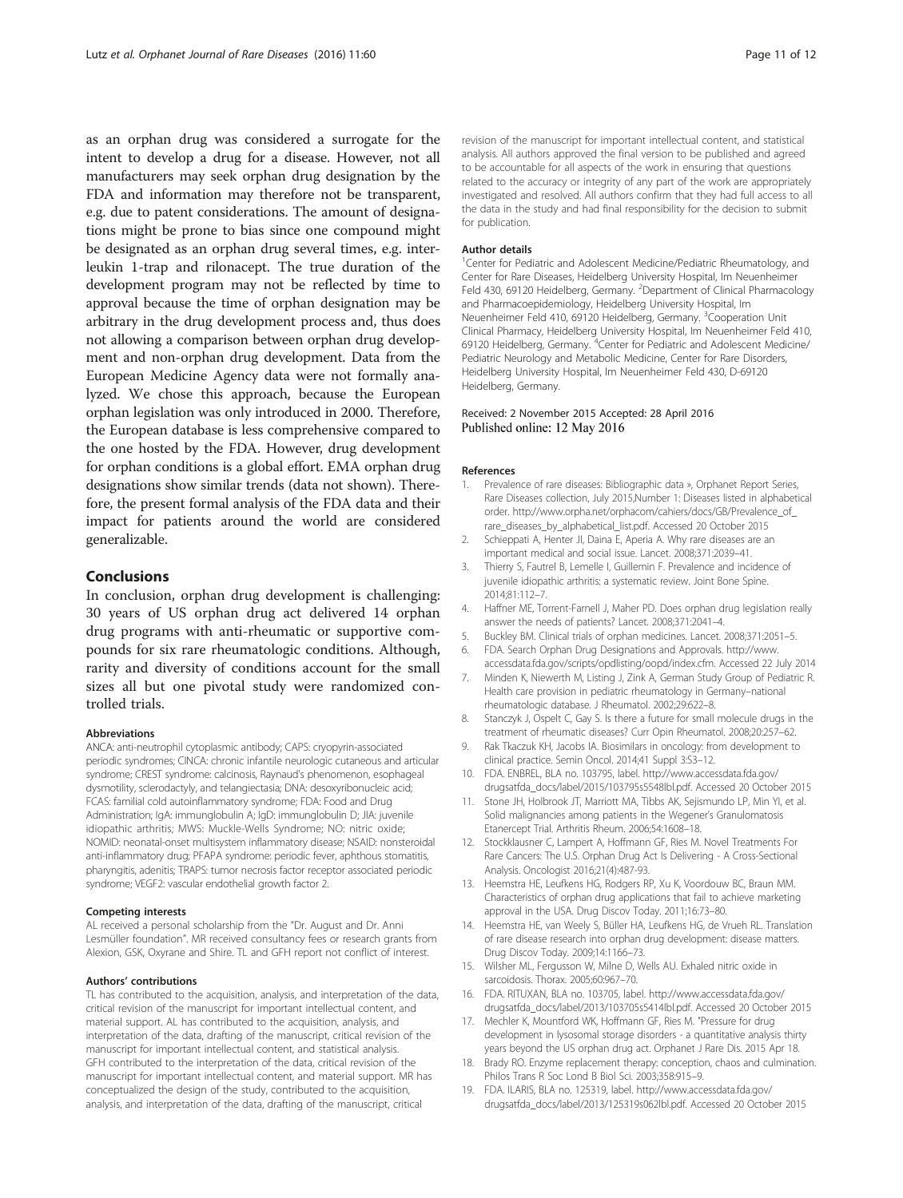as an orphan drug was considered a surrogate for the intent to develop a drug for a disease. However, not all manufacturers may seek orphan drug designation by the FDA and information may therefore not be transparent, e.g. due to patent considerations. The amount of designations might be prone to bias since one compound might be designated as an orphan drug several times, e.g. interleukin 1-trap and rilonacept. The true duration of the development program may not be reflected by time to approval because the time of orphan designation may be arbitrary in the drug development process and, thus does not allowing a comparison between orphan drug development and non-orphan drug development. Data from the European Medicine Agency data were not formally analyzed. We chose this approach, because the European orphan legislation was only introduced in 2000. Therefore, the European database is less comprehensive compared to the one hosted by the FDA. However, drug development for orphan conditions is a global effort. EMA orphan drug designations show similar trends (data not shown). Therefore, the present formal analysis of the FDA data and their impact for patients around the world are considered generalizable.

## Conclusions

In conclusion, orphan drug development is challenging: 30 years of US orphan drug act delivered 14 orphan drug programs with anti-rheumatic or supportive compounds for six rare rheumatologic conditions. Although, rarity and diversity of conditions account for the small sizes all but one pivotal study were randomized controlled trials.

#### Abbreviations

ANCA: anti-neutrophil cytoplasmic antibody; CAPS: cryopyrin-associated periodic syndromes; CINCA: chronic infantile neurologic cutaneous and articular syndrome; CREST syndrome: calcinosis, Raynaud's phenomenon, esophageal dysmotility, sclerodactyly, and telangiectasia; DNA: desoxyribonucleic acid; FCAS: familial cold autoinflammatory syndrome; FDA: Food and Drug Administration; IgA: immunglobulin A; IgD: immunglobulin D; JIA: juvenile idiopathic arthritis; MWS: Muckle-Wells Syndrome; NO: nitric oxide; NOMID: neonatal-onset multisystem inflammatory disease; NSAID: nonsteroidal anti-inflammatory drug; PFAPA syndrome: periodic fever, aphthous stomatitis, pharyngitis, adenitis; TRAPS: tumor necrosis factor receptor associated periodic syndrome; VEGF2: vascular endothelial growth factor 2.

#### Competing interests

AL received a personal scholarship from the "Dr. August and Dr. Anni Lesmüller foundation". MR received consultancy fees or research grants from Alexion, GSK, Oxyrane and Shire. TL and GFH report not conflict of interest.

#### Authors' contributions

TL has contributed to the acquisition, analysis, and interpretation of the data, critical revision of the manuscript for important intellectual content, and material support. AL has contributed to the acquisition, analysis, and interpretation of the data, drafting of the manuscript, critical revision of the manuscript for important intellectual content, and statistical analysis. GFH contributed to the interpretation of the data, critical revision of the manuscript for important intellectual content, and material support. MR has conceptualized the design of the study, contributed to the acquisition, analysis, and interpretation of the data, drafting of the manuscript, critical revision of the manuscript for important intellectual content, and statistical analysis. All authors approved the final version to be published and agreed to be accountable for all aspects of the work in ensuring that questions related to the accuracy or integrity of any part of the work are appropriately investigated and resolved. All authors confirm that they had full access to all the data in the study and had final responsibility for the decision to submit for publication.

#### Author details

[1]Center for Pediatric and Adolescent Medicine/Pediatric Rheumatology, and Center for Rare Diseases, Heidelberg University Hospital, Im Neuenheimer Feld 430, 69120 Heidelberg, Germany. [2]Department of Clinical Pharmacology and Pharmacoepidemiology, Heidelberg University Hospital, Im Neuenheimer Feld 410, 69120 Heidelberg, Germany. [3]Cooperation Unit Clinical Pharmacy, Heidelberg University Hospital, Im Neuenheimer Feld 410, 69120 Heidelberg, Germany. [4]Center for Pediatric and Adolescent Medicine/ Pediatric Neurology and Metabolic Medicine, Center for Rare Disorders, Heidelberg University Hospital, Im Neuenheimer Feld 430, D-69120 Heidelberg, Germany.

Received: 2 November 2015 Accepted: 28 April 2016
Published online: 12 May 2016

#### References

1. Prevalence of rare diseases: Bibliographic data », Orphanet Report Series, Rare Diseases collection, July 2015,Number 1: Diseases listed in alphabetical order. http://www.orpha.net/orphacom/cahiers/docs/GB/Prevalence_of_rare_diseases_by_alphabetical_list.pdf. Accessed 20 October 2015
2. Schieppati A, Henter JI, Daina E, Aperia A. Why rare diseases are an important medical and social issue. Lancet. 2008;371:2039–41.
3. Thierry S, Fautrel B, Lemelle I, Guillemin F. Prevalence and incidence of juvenile idiopathic arthritis: a systematic review. Joint Bone Spine. 2014;81:112–7.
4. Haffner ME, Torrent-Farnell J, Maher PD. Does orphan drug legislation really answer the needs of patients? Lancet. 2008;371:2041–4.
5. Buckley BM. Clinical trials of orphan medicines. Lancet. 2008;371:2051–5.
6. FDA. Search Orphan Drug Designations and Approvals. http://www.accessdata.fda.gov/scripts/opdlisting/oopd/index.cfm. Accessed 22 July 2014
7. Minden K, Niewerth M, Listing J, Zink A, German Study Group of Pediatric R. Health care provision in pediatric rheumatology in Germany–national rheumatologic database. J Rheumatol. 2002;29:622–8.
8. Stanczyk J, Ospelt C, Gay S. Is there a future for small molecule drugs in the treatment of rheumatic diseases? Curr Opin Rheumatol. 2008;20:257–62.
9. Rak Tkaczuk KH, Jacobs IA. Biosimilars in oncology: from development to clinical practice. Semin Oncol. 2014;41 Suppl 3:S3–12.
10. FDA. ENBREL, BLA no. 103795, label. http://www.accessdata.fda.gov/drugsatfda_docs/label/2015/103795s5548lbl.pdf. Accessed 20 October 2015
11. Stone JH, Holbrook JT, Marriott MA, Tibbs AK, Sejismundo LP, Min YI, et al. Solid malignancies among patients in the Wegener's Granulomatosis Etanercept Trial. Arthritis Rheum. 2006;54:1608–18.
12. Stockklausner C, Lampert A, Hoffmann GF, Ries M. Novel Treatments For Rare Cancers: The U.S. Orphan Drug Act Is Delivering - A Cross-Sectional Analysis. Oncologist 2016;21(4):487-93.
13. Heemstra HE, Leufkens HG, Rodgers RP, Xu K, Voordouw BC, Braun MM. Characteristics of orphan drug applications that fail to achieve marketing approval in the USA. Drug Discov Today. 2011;16:73–80.
14. Heemstra HE, van Weely S, Büller HA, Leufkens HG, de Vrueh RL. Translation of rare disease research into orphan drug development: disease matters. Drug Discov Today. 2009;14:1166–73.
15. Wilsher ML, Fergusson W, Milne D, Wells AU. Exhaled nitric oxide in sarcoidosis. Thorax. 2005;60:967–70.
16. FDA. RITUXAN, BLA no. 103705, label. http://www.accessdata.fda.gov/drugsatfda_docs/label/2013/103705s5414lbl.pdf. Accessed 20 October 2015
17. Mechler K, Mountford WK, Hoffmann GF, Ries M. "Pressure for drug development in lysosomal storage disorders - a quantitative analysis thirty years beyond the US orphan drug act. Orphanet J Rare Dis. 2015 Apr 18.
18. Brady RO. Enzyme replacement therapy: conception, chaos and culmination. Philos Trans R Soc Lond B Biol Sci. 2003;358:915–9.
19. FDA. ILARIS, BLA no. 125319, label. http://www.accessdata.fda.gov/drugsatfda_docs/label/2013/125319s062lbl.pdf. Accessed 20 October 2015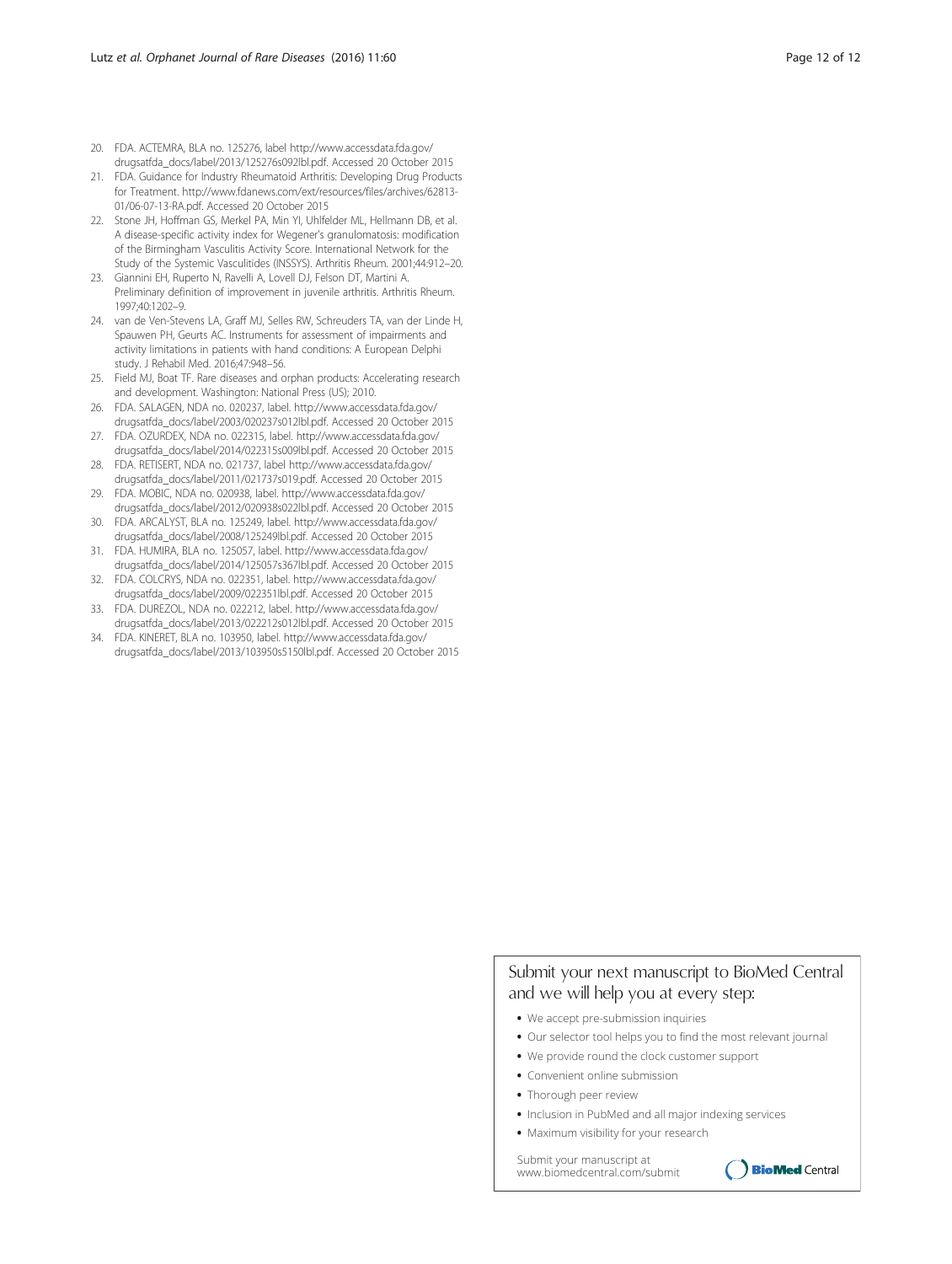20. FDA. ACTEMRA, BLA no. 125276, label http://www.accessdata.fda.gov/drugsatfda_docs/label/2013/125276s092lbl.pdf. Accessed 20 October 2015
21. FDA. Guidance for Industry Rheumatoid Arthritis: Developing Drug Products for Treatment. http://www.fdanews.com/ext/resources/files/archives/62813-01/06-07-13-RA.pdf. Accessed 20 October 2015
22. Stone JH, Hoffman GS, Merkel PA, Min YI, Uhlfelder ML, Hellmann DB, et al. A disease-specific activity index for Wegener's granulomatosis: modification of the Birmingham Vasculitis Activity Score. International Network for the Study of the Systemic Vasculitides (INSSYS). Arthritis Rheum. 2001;44:912–20.
23. Giannini EH, Ruperto N, Ravelli A, Lovell DJ, Felson DT, Martini A. Preliminary definition of improvement in juvenile arthritis. Arthritis Rheum. 1997;40:1202–9.
24. van de Ven-Stevens LA, Graff MJ, Selles RW, Schreuders TA, van der Linde H, Spauwen PH, Geurts AC. Instruments for assessment of impairments and activity limitations in patients with hand conditions: A European Delphi study. J Rehabil Med. 2016;47:948–56.
25. Field MJ, Boat TF. Rare diseases and orphan products: Accelerating research and development. Washington: National Press (US); 2010.
26. FDA. SALAGEN, NDA no. 020237, label. http://www.accessdata.fda.gov/drugsatfda_docs/label/2003/020237s012lbl.pdf. Accessed 20 October 2015
27. FDA. OZURDEX, NDA no. 022315, label. http://www.accessdata.fda.gov/drugsatfda_docs/label/2014/022315s009lbl.pdf. Accessed 20 October 2015
28. FDA. RETISERT, NDA no. 021737, label http://www.accessdata.fda.gov/drugsatfda_docs/label/2011/021737s019.pdf. Accessed 20 October 2015
29. FDA. MOBIC, NDA no. 020938, label. http://www.accessdata.fda.gov/drugsatfda_docs/label/2012/020938s022lbl.pdf. Accessed 20 October 2015
30. FDA. ARCALYST, BLA no. 125249, label. http://www.accessdata.fda.gov/drugsatfda_docs/label/2008/125249lbl.pdf. Accessed 20 October 2015
31. FDA. HUMIRA, BLA no. 125057, label. http://www.accessdata.fda.gov/drugsatfda_docs/label/2014/125057s367lbl.pdf. Accessed 20 October 2015
32. FDA. COLCRYS, NDA no. 022351, label. http://www.accessdata.fda.gov/drugsatfda_docs/label/2009/022351lbl.pdf. Accessed 20 October 2015
33. FDA. DUREZOL, NDA no. 022212, label. http://www.accessdata.fda.gov/drugsatfda_docs/label/2013/022212s012lbl.pdf. Accessed 20 October 2015
34. FDA. KINERET, BLA no. 103950, label. http://www.accessdata.fda.gov/drugsatfda_docs/label/2013/103950s5150lbl.pdf. Accessed 20 October 2015

Submit your next manuscript to BioMed Central and we will help you at every step:

- We accept pre-submission inquiries
- Our selector tool helps you to find the most relevant journal
- We provide round the clock customer support
- Convenient online submission
- Thorough peer review
- Inclusion in PubMed and all major indexing services
- Maximum visibility for your research

Submit your manuscript at www.biomedcentral.com/submit

BioMed Central